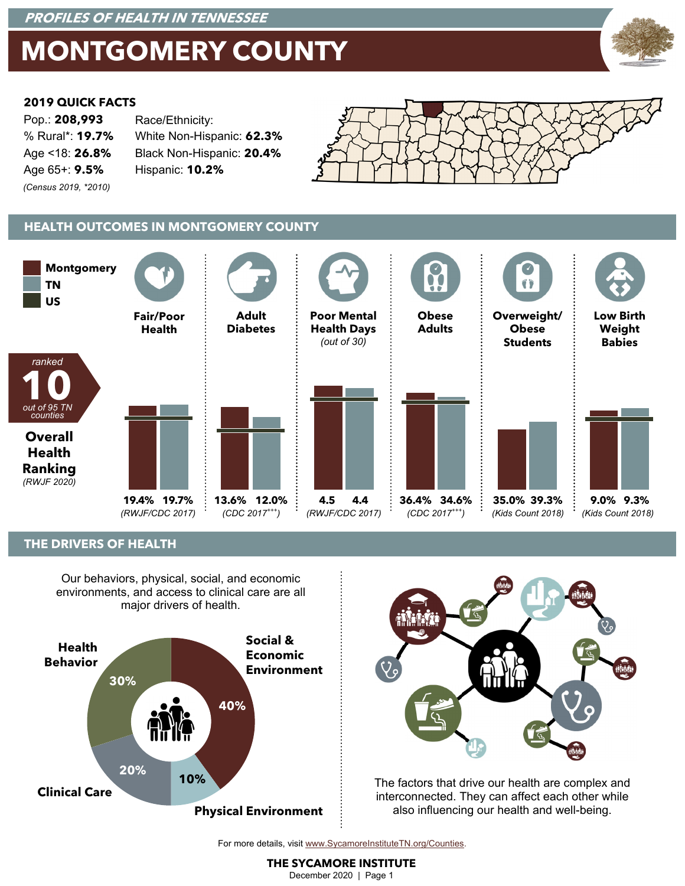*PROFILES OF HEALTH IN TENNESSEE*

# MONTGOMERY COUNTY

## 2019 QUICK FACTS

Pop.: **208,993**
% Rural*: **19.7%**
Age <18: **26.8%**
Age 65+: **9.5%**
*(Census 2019, *2010)*

Race/Ethnicity:
White Non-Hispanic: **62.3%**
Black Non-Hispanic: **20.4%**
Hispanic: **10.2%**

## HEALTH OUTCOMES IN MONTGOMERY COUNTY

*ranked* **10** *out of 95 TN counties*

**Overall Health Ranking** *(RWJF 2020)*

| Measure | Montgomery | TN | Source |
|---|---|---|---|
| Fair/Poor Health | 19.4% | 19.7% | (RWJF/CDC 2017) |
| Adult Diabetes | 13.6% | 12.0% | (CDC 2017[+++]) |
| Poor Mental Health Days (out of 30) | 4.5 | 4.4 | (RWJF/CDC 2017) |
| Obese Adults | 36.4% | 34.6% | (CDC 2017[+++]) |
| Overweight/Obese Students | 35.0% | 39.3% | (Kids Count 2018) |
| Low Birth Weight Babies | 9.0% | 9.3% | (Kids Count 2018) |

## THE DRIVERS OF HEALTH

Our behaviors, physical, social, and economic environments, and access to clinical care are all major drivers of health.

- Social & Economic Environment: 40%
- Health Behavior: 30%
- Clinical Care: 20%
- Physical Environment: 10%

The factors that drive our health are complex and interconnected. They can affect each other while also influencing our health and well-being.

For more details, visit www.SycamoreInstituteTN.org/Counties.

**THE SYCAMORE INSTITUTE**
December 2020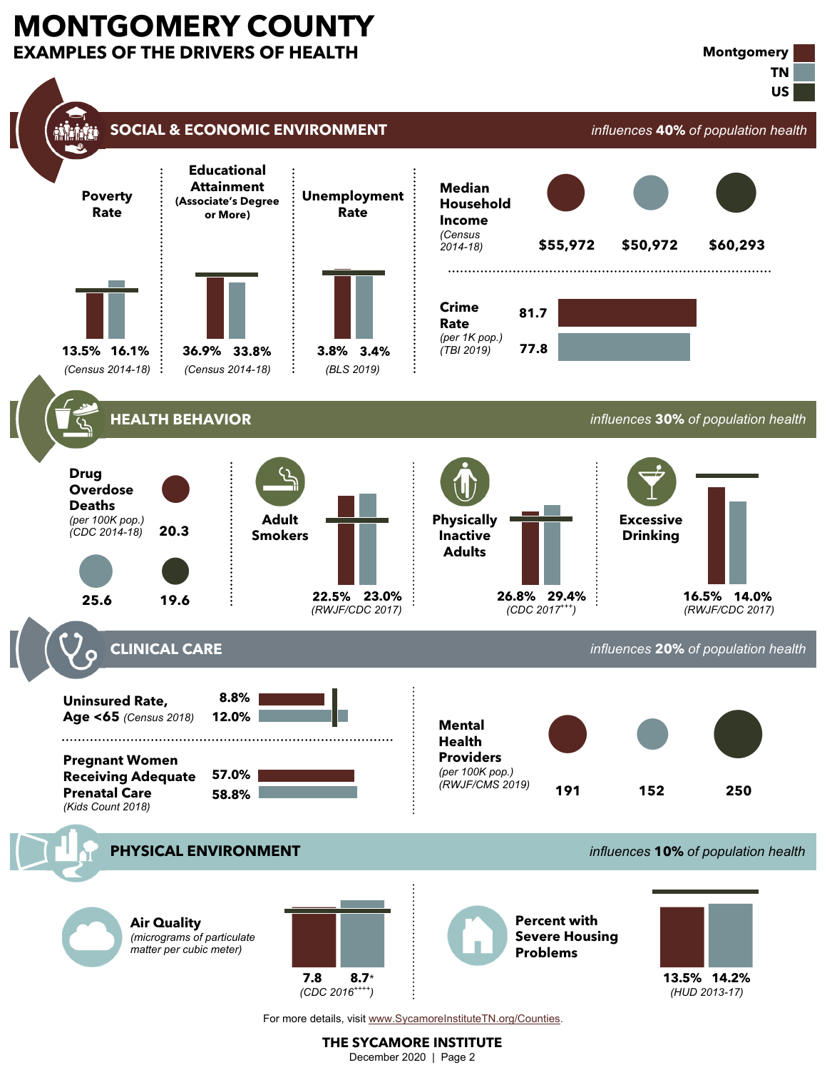# MONTGOMERY COUNTY

## EXAMPLES OF THE DRIVERS OF HEALTH

Montgomery | TN | US

## SOCIAL & ECONOMIC ENVIRONMENT

*influences **40%** of population health*

| Measure | Montgomery | TN | US | Source |
|---|---|---|---|---|
| Poverty Rate | 13.5% | 16.1% | | *(Census 2014-18)* |
| Educational Attainment (Associate's Degree or More) | 36.9% | 33.8% | | *(Census 2014-18)* |
| Unemployment Rate | 3.8% | 3.4% | | *(BLS 2019)* |
| Median Household Income | $55,972 | $50,972 | $60,293 | *(Census 2014-18)* |
| Crime Rate (per 1K pop.) | 81.7 | 77.8 | | *(TBI 2019)* |

## HEALTH BEHAVIOR

*influences **30%** of population health*

| Measure | Montgomery | TN | US | Source |
|---|---|---|---|---|
| Drug Overdose Deaths (per 100K pop.) | 20.3 | 25.6 | 19.6 | *(CDC 2014-18)* |
| Adult Smokers | 22.5% | 23.0% | | *(RWJF/CDC 2017)* |
| Physically Inactive Adults | 26.8% | 29.4% | | *(CDC 2017[+++])* |
| Excessive Drinking | 16.5% | 14.0% | | *(RWJF/CDC 2017)* |

## CLINICAL CARE

*influences **20%** of population health*

| Measure | Montgomery | TN | US | Source |
|---|---|---|---|---|
| Uninsured Rate, Age <65 | 8.8% | 12.0% | | *(Census 2018)* |
| Pregnant Women Receiving Adequate Prenatal Care | 57.0% | 58.8% | | *(Kids Count 2018)* |
| Mental Health Providers (per 100K pop.) | 191 | 152 | 250 | *(RWJF/CMS 2019)* |

## PHYSICAL ENVIRONMENT

*influences **10%** of population health*

| Measure | Montgomery | TN | US | Source |
|---|---|---|---|---|
| Air Quality (micrograms of particulate matter per cubic meter) | 7.8 | 8.7* | | *(CDC 2016[++++])* |
| Percent with Severe Housing Problems | 13.5% | 14.2% | | *(HUD 2013-17)* |

For more details, visit www.SycamoreInstituteTN.org/Counties.

**THE SYCAMORE INSTITUTE**
December 2020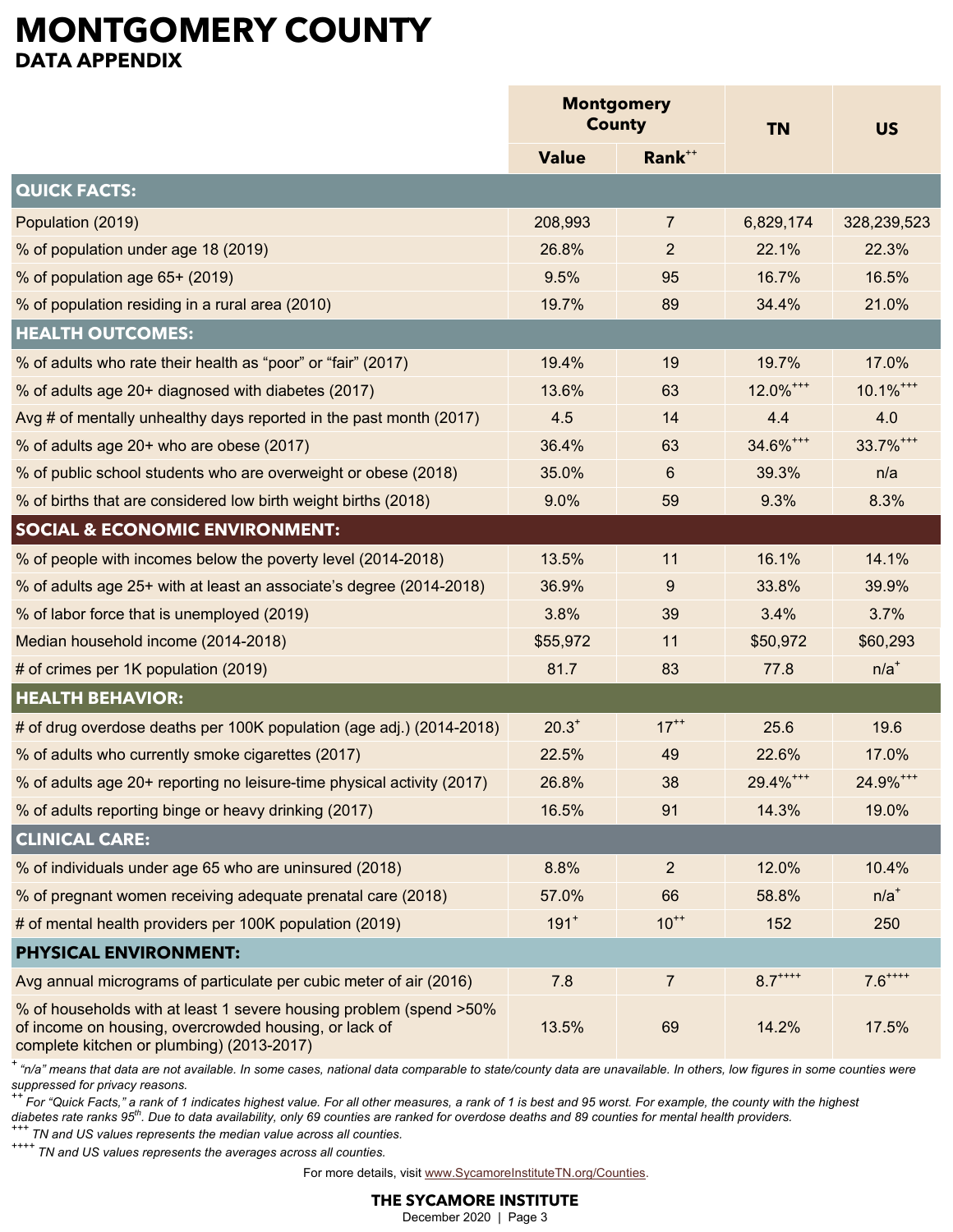# MONTGOMERY COUNTY

## DATA APPENDIX

| | Montgomery County | | TN | US |
|---|---|---|---|---|
| | Value | Rank++ | | |
| **QUICK FACTS:** | | | | |
| Population (2019) | 208,993 | 7 | 6,829,174 | 328,239,523 |
| % of population under age 18 (2019) | 26.8% | 2 | 22.1% | 22.3% |
| % of population age 65+ (2019) | 9.5% | 95 | 16.7% | 16.5% |
| % of population residing in a rural area (2010) | 19.7% | 89 | 34.4% | 21.0% |
| **HEALTH OUTCOMES:** | | | | |
| % of adults who rate their health as "poor" or "fair" (2017) | 19.4% | 19 | 19.7% | 17.0% |
| % of adults age 20+ diagnosed with diabetes (2017) | 13.6% | 63 | 12.0%+++ | 10.1%+++ |
| Avg # of mentally unhealthy days reported in the past month (2017) | 4.5 | 14 | 4.4 | 4.0 |
| % of adults age 20+ who are obese (2017) | 36.4% | 63 | 34.6%+++ | 33.7%+++ |
| % of public school students who are overweight or obese (2018) | 35.0% | 6 | 39.3% | n/a |
| % of births that are considered low birth weight births (2018) | 9.0% | 59 | 9.3% | 8.3% |
| **SOCIAL & ECONOMIC ENVIRONMENT:** | | | | |
| % of people with incomes below the poverty level (2014-2018) | 13.5% | 11 | 16.1% | 14.1% |
| % of adults age 25+ with at least an associate's degree (2014-2018) | 36.9% | 9 | 33.8% | 39.9% |
| % of labor force that is unemployed (2019) | 3.8% | 39 | 3.4% | 3.7% |
| Median household income (2014-2018) | $55,972 | 11 | $50,972 | $60,293 |
| # of crimes per 1K population (2019) | 81.7 | 83 | 77.8 | n/a+ |
| **HEALTH BEHAVIOR:** | | | | |
| # of drug overdose deaths per 100K population (age adj.) (2014-2018) | 20.3+ | 17++ | 25.6 | 19.6 |
| % of adults who currently smoke cigarettes (2017) | 22.5% | 49 | 22.6% | 17.0% |
| % of adults age 20+ reporting no leisure-time physical activity (2017) | 26.8% | 38 | 29.4%+++ | 24.9%+++ |
| % of adults reporting binge or heavy drinking (2017) | 16.5% | 91 | 14.3% | 19.0% |
| **CLINICAL CARE:** | | | | |
| % of individuals under age 65 who are uninsured (2018) | 8.8% | 2 | 12.0% | 10.4% |
| % of pregnant women receiving adequate prenatal care (2018) | 57.0% | 66 | 58.8% | n/a+ |
| # of mental health providers per 100K population (2019) | 191+ | 10++ | 152 | 250 |
| **PHYSICAL ENVIRONMENT:** | | | | |
| Avg annual micrograms of particulate per cubic meter of air (2016) | 7.8 | 7 | 8.7++++ | 7.6++++ |
| % of households with at least 1 severe housing problem (spend >50% of income on housing, overcrowded housing, or lack of complete kitchen or plumbing) (2013-2017) | 13.5% | 69 | 14.2% | 17.5% |

+ *"n/a" means that data are not available. In some cases, national data comparable to state/county data are unavailable. In others, low figures in some counties were suppressed for privacy reasons.*

++ *For "Quick Facts," a rank of 1 indicates highest value. For all other measures, a rank of 1 is best and 95 worst. For example, the county with the highest diabetes rate ranks 95th. Due to data availability, only 69 counties are ranked for overdose deaths and 89 counties for mental health providers.*

+++ *TN and US values represents the median value across all counties.*

++++ *TN and US values represents the averages across all counties.*

For more details, visit www.SycamoreInstituteTN.org/Counties.

**THE SYCAMORE INSTITUTE**

December 2020